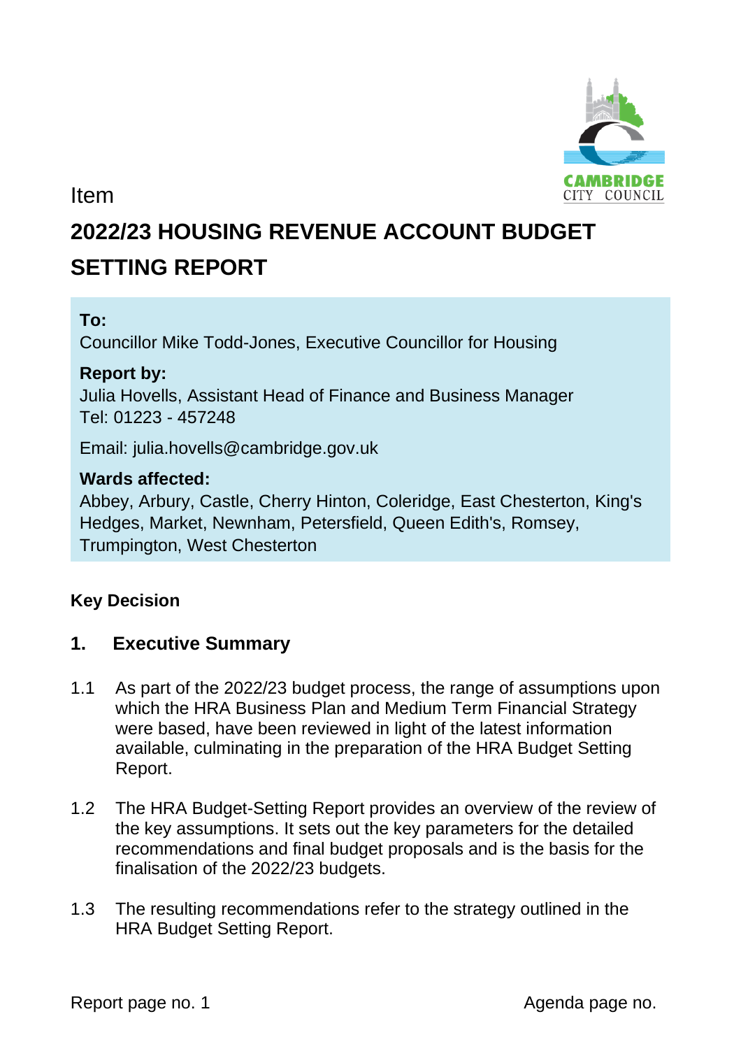Item

# 2022/23 HOUSING REVENUE ACCOUNT BUDGET SETTING REPORT

**To:**
Councillor Mike Todd-Jones, Executive Councillor for Housing

**Report by:**
Julia Hovells, Assistant Head of Finance and Business Manager
Tel: 01223 - 457248

Email: julia.hovells@cambridge.gov.uk

**Wards affected:**
Abbey, Arbury, Castle, Cherry Hinton, Coleridge, East Chesterton, King's Hedges, Market, Newnham, Petersfield, Queen Edith's, Romsey, Trumpington, West Chesterton

**Key Decision**

## 1. Executive Summary

1.1 As part of the 2022/23 budget process, the range of assumptions upon which the HRA Business Plan and Medium Term Financial Strategy were based, have been reviewed in light of the latest information available, culminating in the preparation of the HRA Budget Setting Report.

1.2 The HRA Budget-Setting Report provides an overview of the review of the key assumptions. It sets out the key parameters for the detailed recommendations and final budget proposals and is the basis for the finalisation of the 2022/23 budgets.

1.3 The resulting recommendations refer to the strategy outlined in the HRA Budget Setting Report.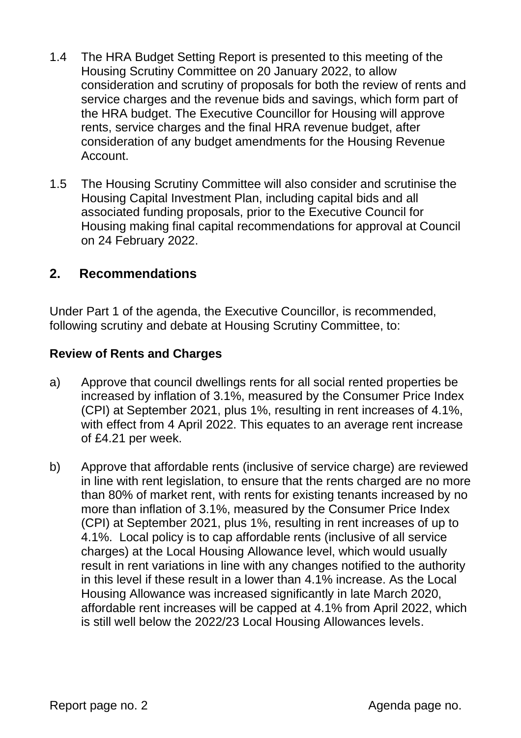1.4 The HRA Budget Setting Report is presented to this meeting of the Housing Scrutiny Committee on 20 January 2022, to allow consideration and scrutiny of proposals for both the review of rents and service charges and the revenue bids and savings, which form part of the HRA budget. The Executive Councillor for Housing will approve rents, service charges and the final HRA revenue budget, after consideration of any budget amendments for the Housing Revenue Account.

1.5 The Housing Scrutiny Committee will also consider and scrutinise the Housing Capital Investment Plan, including capital bids and all associated funding proposals, prior to the Executive Council for Housing making final capital recommendations for approval at Council on 24 February 2022.

## 2. Recommendations

Under Part 1 of the agenda, the Executive Councillor, is recommended, following scrutiny and debate at Housing Scrutiny Committee, to:

**Review of Rents and Charges**

a) Approve that council dwellings rents for all social rented properties be increased by inflation of 3.1%, measured by the Consumer Price Index (CPI) at September 2021, plus 1%, resulting in rent increases of 4.1%, with effect from 4 April 2022. This equates to an average rent increase of £4.21 per week.

b) Approve that affordable rents (inclusive of service charge) are reviewed in line with rent legislation, to ensure that the rents charged are no more than 80% of market rent, with rents for existing tenants increased by no more than inflation of 3.1%, measured by the Consumer Price Index (CPI) at September 2021, plus 1%, resulting in rent increases of up to 4.1%. Local policy is to cap affordable rents (inclusive of all service charges) at the Local Housing Allowance level, which would usually result in rent variations in line with any changes notified to the authority in this level if these result in a lower than 4.1% increase. As the Local Housing Allowance was increased significantly in late March 2020, affordable rent increases will be capped at 4.1% from April 2022, which is still well below the 2022/23 Local Housing Allowances levels.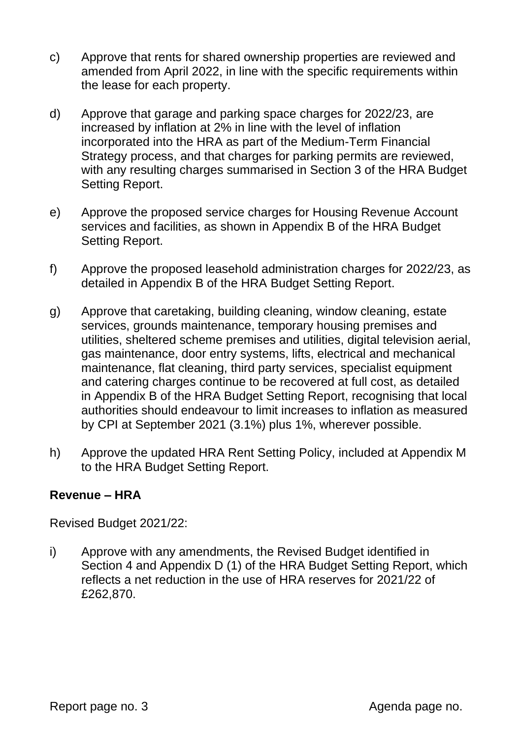c) Approve that rents for shared ownership properties are reviewed and amended from April 2022, in line with the specific requirements within the lease for each property.

d) Approve that garage and parking space charges for 2022/23, are increased by inflation at 2% in line with the level of inflation incorporated into the HRA as part of the Medium-Term Financial Strategy process, and that charges for parking permits are reviewed, with any resulting charges summarised in Section 3 of the HRA Budget Setting Report.

e) Approve the proposed service charges for Housing Revenue Account services and facilities, as shown in Appendix B of the HRA Budget Setting Report.

f) Approve the proposed leasehold administration charges for 2022/23, as detailed in Appendix B of the HRA Budget Setting Report.

g) Approve that caretaking, building cleaning, window cleaning, estate services, grounds maintenance, temporary housing premises and utilities, sheltered scheme premises and utilities, digital television aerial, gas maintenance, door entry systems, lifts, electrical and mechanical maintenance, flat cleaning, third party services, specialist equipment and catering charges continue to be recovered at full cost, as detailed in Appendix B of the HRA Budget Setting Report, recognising that local authorities should endeavour to limit increases to inflation as measured by CPI at September 2021 (3.1%) plus 1%, wherever possible.

h) Approve the updated HRA Rent Setting Policy, included at Appendix M to the HRA Budget Setting Report.

**Revenue – HRA**

Revised Budget 2021/22:

i) Approve with any amendments, the Revised Budget identified in Section 4 and Appendix D (1) of the HRA Budget Setting Report, which reflects a net reduction in the use of HRA reserves for 2021/22 of £262,870.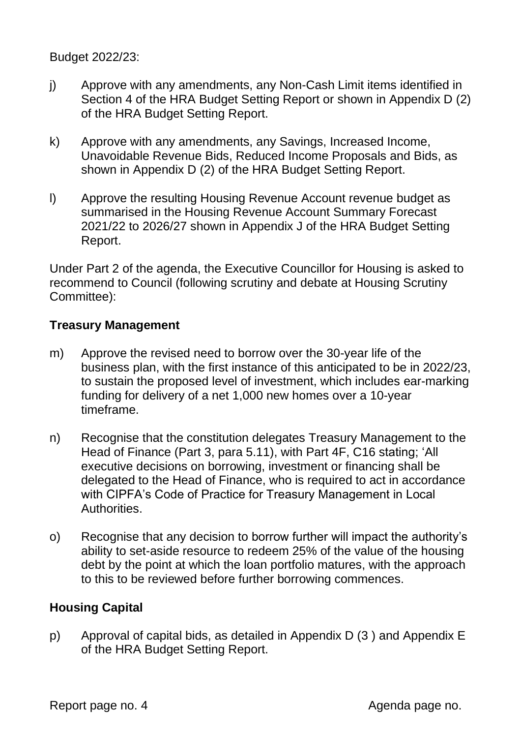Budget 2022/23:

j) Approve with any amendments, any Non-Cash Limit items identified in Section 4 of the HRA Budget Setting Report or shown in Appendix D (2) of the HRA Budget Setting Report.

k) Approve with any amendments, any Savings, Increased Income, Unavoidable Revenue Bids, Reduced Income Proposals and Bids, as shown in Appendix D (2) of the HRA Budget Setting Report.

l) Approve the resulting Housing Revenue Account revenue budget as summarised in the Housing Revenue Account Summary Forecast 2021/22 to 2026/27 shown in Appendix J of the HRA Budget Setting Report.

Under Part 2 of the agenda, the Executive Councillor for Housing is asked to recommend to Council (following scrutiny and debate at Housing Scrutiny Committee):

**Treasury Management**

m) Approve the revised need to borrow over the 30-year life of the business plan, with the first instance of this anticipated to be in 2022/23, to sustain the proposed level of investment, which includes ear-marking funding for delivery of a net 1,000 new homes over a 10-year timeframe.

n) Recognise that the constitution delegates Treasury Management to the Head of Finance (Part 3, para 5.11), with Part 4F, C16 stating; 'All executive decisions on borrowing, investment or financing shall be delegated to the Head of Finance, who is required to act in accordance with CIPFA's Code of Practice for Treasury Management in Local Authorities.

o) Recognise that any decision to borrow further will impact the authority's ability to set-aside resource to redeem 25% of the value of the housing debt by the point at which the loan portfolio matures, with the approach to this to be reviewed before further borrowing commences.

**Housing Capital**

p) Approval of capital bids, as detailed in Appendix D (3 ) and Appendix E of the HRA Budget Setting Report.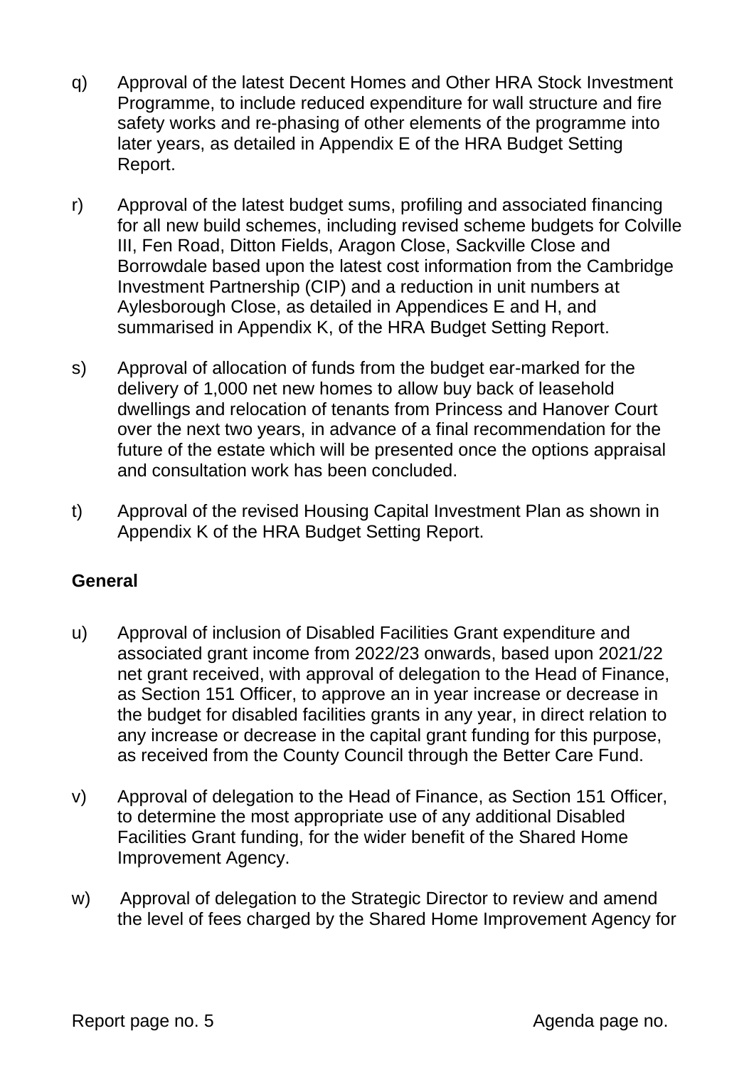q) Approval of the latest Decent Homes and Other HRA Stock Investment Programme, to include reduced expenditure for wall structure and fire safety works and re-phasing of other elements of the programme into later years, as detailed in Appendix E of the HRA Budget Setting Report.

r) Approval of the latest budget sums, profiling and associated financing for all new build schemes, including revised scheme budgets for Colville III, Fen Road, Ditton Fields, Aragon Close, Sackville Close and Borrowdale based upon the latest cost information from the Cambridge Investment Partnership (CIP) and a reduction in unit numbers at Aylesborough Close, as detailed in Appendices E and H, and summarised in Appendix K, of the HRA Budget Setting Report.

s) Approval of allocation of funds from the budget ear-marked for the delivery of 1,000 net new homes to allow buy back of leasehold dwellings and relocation of tenants from Princess and Hanover Court over the next two years, in advance of a final recommendation for the future of the estate which will be presented once the options appraisal and consultation work has been concluded.

t) Approval of the revised Housing Capital Investment Plan as shown in Appendix K of the HRA Budget Setting Report.

**General**

u) Approval of inclusion of Disabled Facilities Grant expenditure and associated grant income from 2022/23 onwards, based upon 2021/22 net grant received, with approval of delegation to the Head of Finance, as Section 151 Officer, to approve an in year increase or decrease in the budget for disabled facilities grants in any year, in direct relation to any increase or decrease in the capital grant funding for this purpose, as received from the County Council through the Better Care Fund.

v) Approval of delegation to the Head of Finance, as Section 151 Officer, to determine the most appropriate use of any additional Disabled Facilities Grant funding, for the wider benefit of the Shared Home Improvement Agency.

w) Approval of delegation to the Strategic Director to review and amend the level of fees charged by the Shared Home Improvement Agency for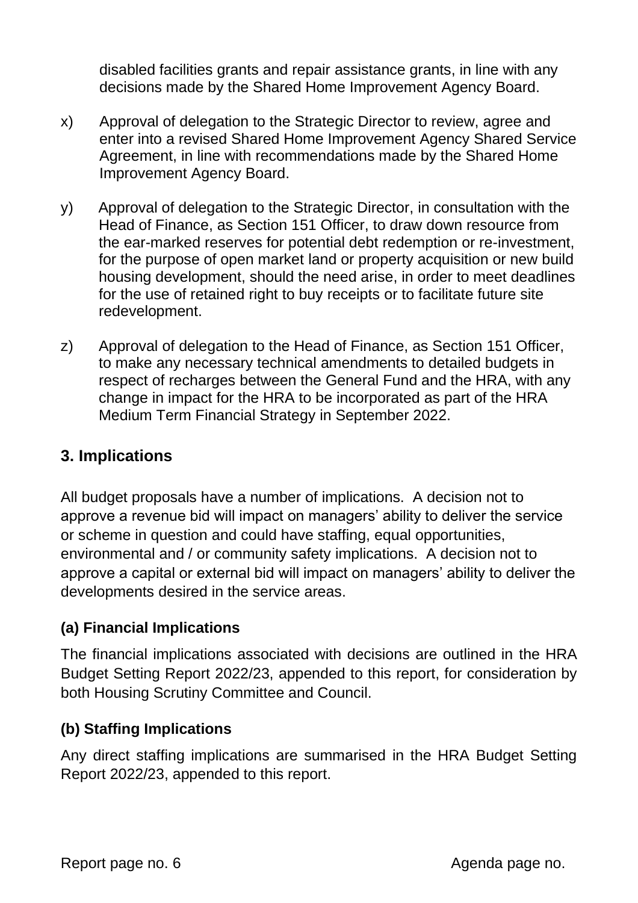disabled facilities grants and repair assistance grants, in line with any decisions made by the Shared Home Improvement Agency Board.

x) Approval of delegation to the Strategic Director to review, agree and enter into a revised Shared Home Improvement Agency Shared Service Agreement, in line with recommendations made by the Shared Home Improvement Agency Board.

y) Approval of delegation to the Strategic Director, in consultation with the Head of Finance, as Section 151 Officer, to draw down resource from the ear-marked reserves for potential debt redemption or re-investment, for the purpose of open market land or property acquisition or new build housing development, should the need arise, in order to meet deadlines for the use of retained right to buy receipts or to facilitate future site redevelopment.

z) Approval of delegation to the Head of Finance, as Section 151 Officer, to make any necessary technical amendments to detailed budgets in respect of recharges between the General Fund and the HRA, with any change in impact for the HRA to be incorporated as part of the HRA Medium Term Financial Strategy in September 2022.

## 3. Implications

All budget proposals have a number of implications. A decision not to approve a revenue bid will impact on managers' ability to deliver the service or scheme in question and could have staffing, equal opportunities, environmental and / or community safety implications. A decision not to approve a capital or external bid will impact on managers' ability to deliver the developments desired in the service areas.

### (a) Financial Implications

The financial implications associated with decisions are outlined in the HRA Budget Setting Report 2022/23, appended to this report, for consideration by both Housing Scrutiny Committee and Council.

### (b) Staffing Implications

Any direct staffing implications are summarised in the HRA Budget Setting Report 2022/23, appended to this report.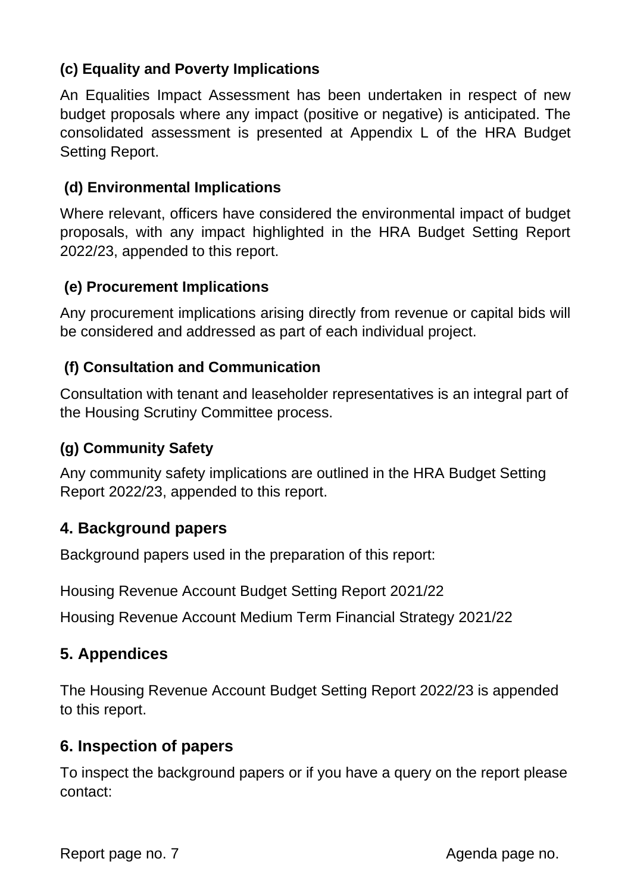### (c) Equality and Poverty Implications

An Equalities Impact Assessment has been undertaken in respect of new budget proposals where any impact (positive or negative) is anticipated. The consolidated assessment is presented at Appendix L of the HRA Budget Setting Report.

### (d) Environmental Implications

Where relevant, officers have considered the environmental impact of budget proposals, with any impact highlighted in the HRA Budget Setting Report 2022/23, appended to this report.

### (e) Procurement Implications

Any procurement implications arising directly from revenue or capital bids will be considered and addressed as part of each individual project.

### (f) Consultation and Communication

Consultation with tenant and leaseholder representatives is an integral part of the Housing Scrutiny Committee process.

### (g) Community Safety

Any community safety implications are outlined in the HRA Budget Setting Report 2022/23, appended to this report.

## 4. Background papers

Background papers used in the preparation of this report:

Housing Revenue Account Budget Setting Report 2021/22

Housing Revenue Account Medium Term Financial Strategy 2021/22

## 5. Appendices

The Housing Revenue Account Budget Setting Report 2022/23 is appended to this report.

## 6. Inspection of papers

To inspect the background papers or if you have a query on the report please contact: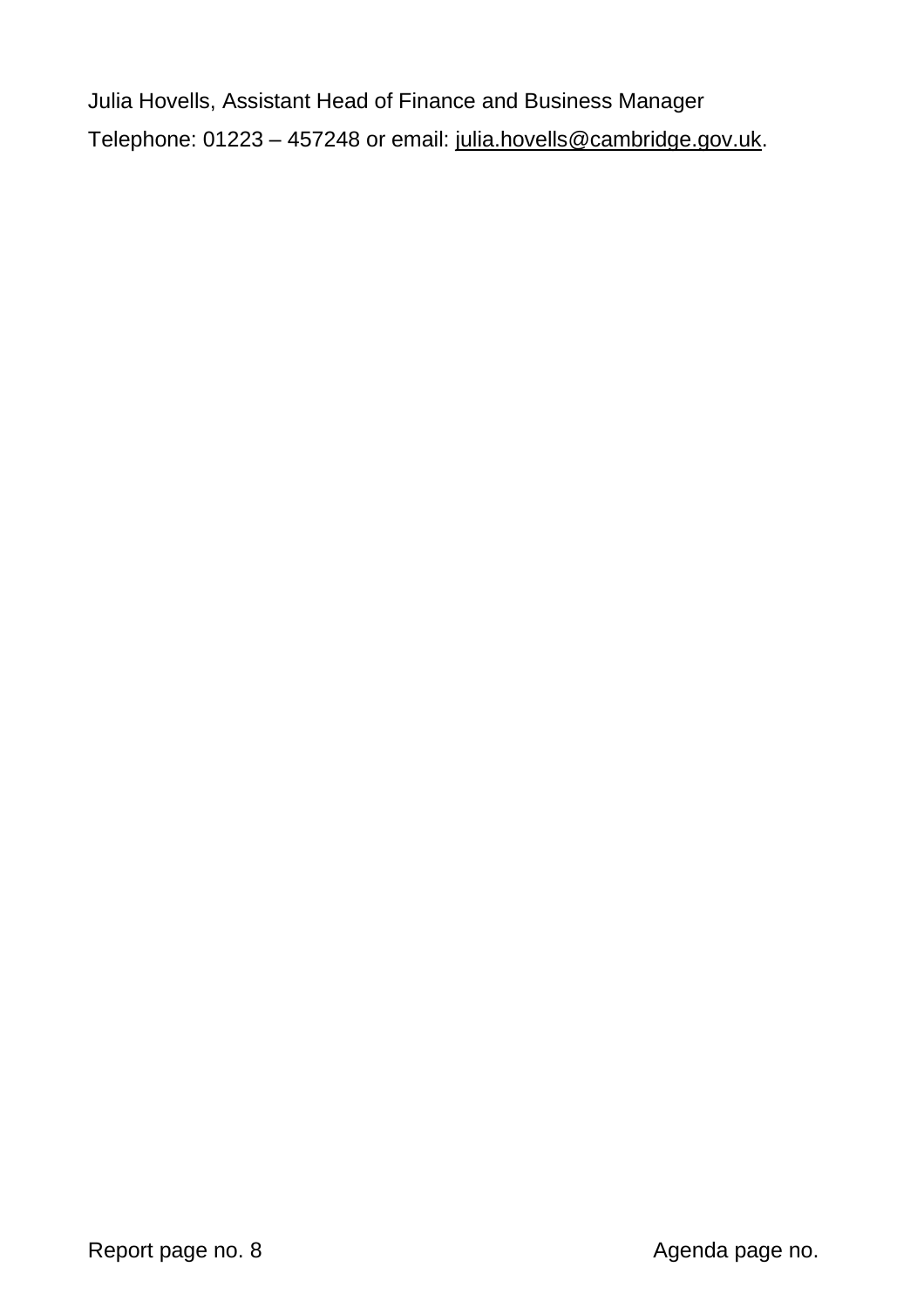Julia Hovells, Assistant Head of Finance and Business Manager

Telephone: 01223 – 457248 or email: julia.hovells@cambridge.gov.uk.